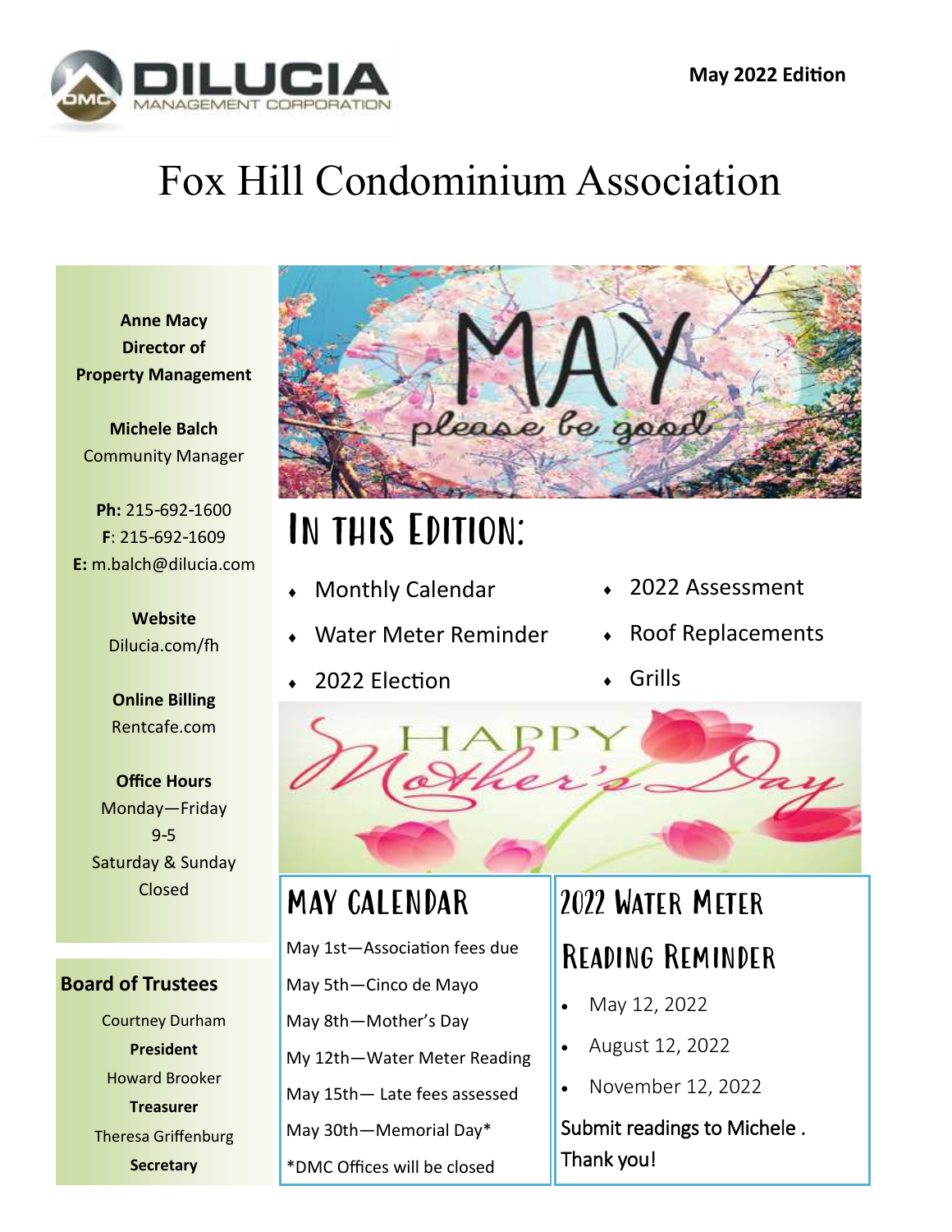**May 2022 Edition**

# Fox Hill Condominium Association

**Anne Macy**
**Director of Property Management**

**Michele Balch**
Community Manager

**Ph:** 215-692-1600
**F**: 215-692-1609
**E:** m.balch@dilucia.com

**Website**
Dilucia.com/fh

**Online Billing**
Rentcafe.com

**Office Hours**
Monday—Friday
9-5
Saturday & Sunday
Closed

## Board of Trustees

Courtney Durham
**President**

Howard Brooker
**Treasurer**

Theresa Griffenburg
**Secretary**

## In this Edition:

- Monthly Calendar
- Water Meter Reminder
- 2022 Election
- 2022 Assessment
- Roof Replacements
- Grills

## May Calendar

May 1st—Association fees due

May 5th—Cinco de Mayo

May 8th—Mother's Day

My 12th—Water Meter Reading

May 15th— Late fees assessed

May 30th—Memorial Day*

*DMC Offices will be closed

## 2022 Water Meter Reading Reminder

- May 12, 2022
- August 12, 2022
- November 12, 2022

Submit readings to Michele . Thank you!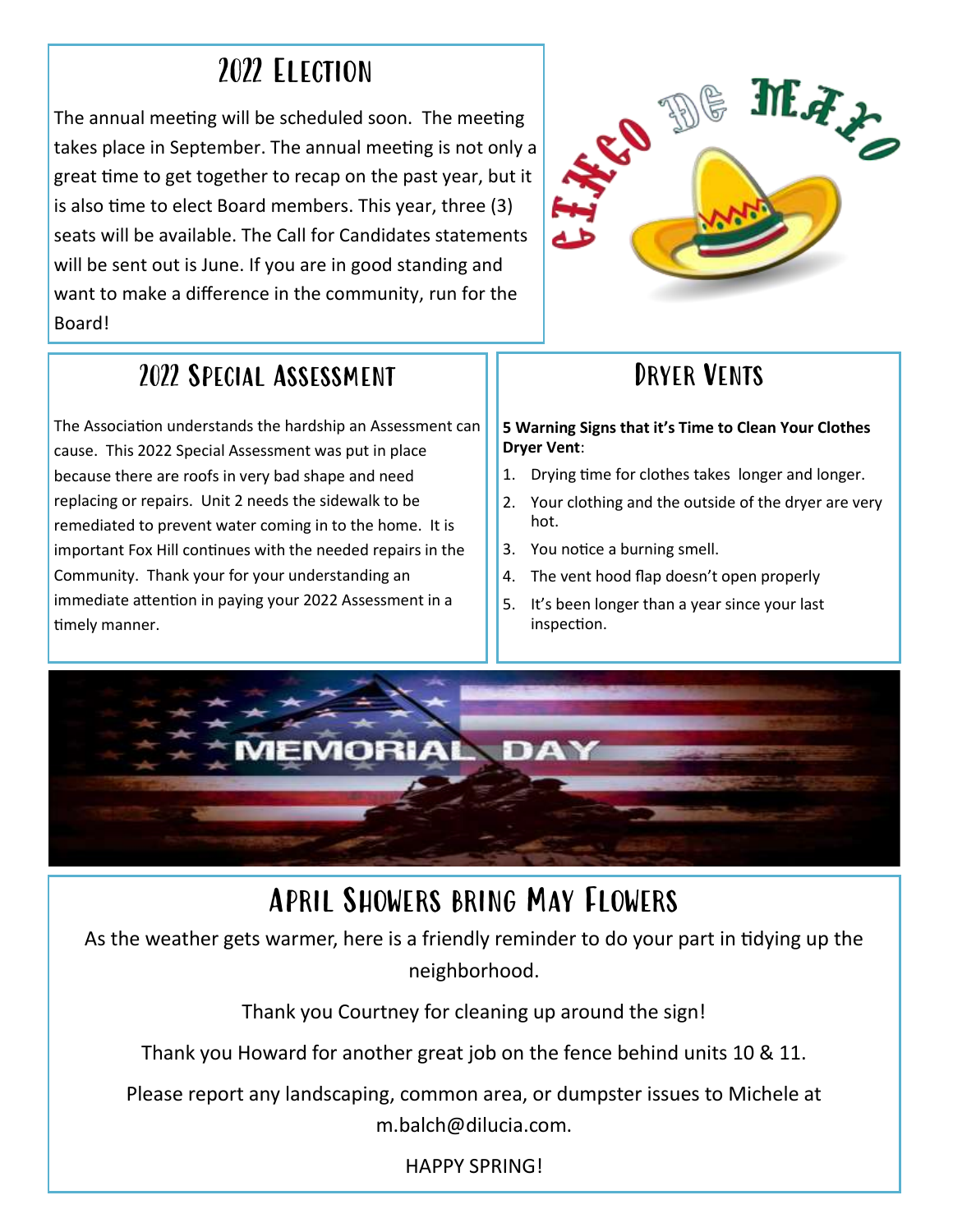## 2022 Election

The annual meeting will be scheduled soon. The meeting takes place in September. The annual meeting is not only a great time to get together to recap on the past year, but it is also time to elect Board members. This year, three (3) seats will be available. The Call for Candidates statements will be sent out is June. If you are in good standing and want to make a difference in the community, run for the Board!

Cinco de Mayo

## 2022 Special Assessment

The Association understands the hardship an Assessment can cause. This 2022 Special Assessment was put in place because there are roofs in very bad shape and need replacing or repairs. Unit 2 needs the sidewalk to be remediated to prevent water coming in to the home. It is important Fox Hill continues with the needed repairs in the Community. Thank your for your understanding an immediate attention in paying your 2022 Assessment in a timely manner.

## Dryer Vents

**5 Warning Signs that it's Time to Clean Your Clothes Dryer Vent**:

1. Drying time for clothes takes longer and longer.
2. Your clothing and the outside of the dryer are very hot.
3. You notice a burning smell.
4. The vent hood flap doesn't open properly
5. It's been longer than a year since your last inspection.

Memorial Day

## April Showers bring May Flowers

As the weather gets warmer, here is a friendly reminder to do your part in tidying up the neighborhood.

Thank you Courtney for cleaning up around the sign!

Thank you Howard for another great job on the fence behind units 10 & 11.

Please report any landscaping, common area, or dumpster issues to Michele at m.balch@dilucia.com.

HAPPY SPRING!